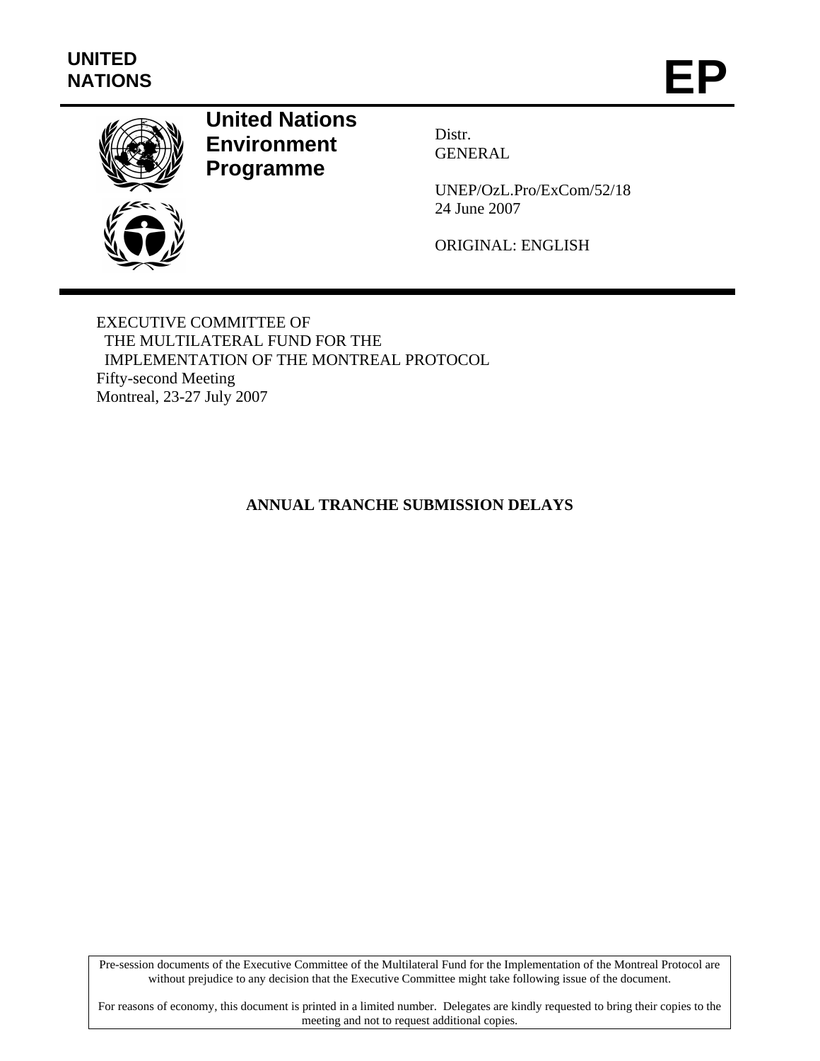UNITED NATIONS

# EP

**United Nations Environment Programme**

Distr.
GENERAL

UNEP/OzL.Pro/ExCom/52/18
24 June 2007

ORIGINAL: ENGLISH

EXECUTIVE COMMITTEE OF
THE MULTILATERAL FUND FOR THE
IMPLEMENTATION OF THE MONTREAL PROTOCOL
Fifty-second Meeting
Montreal, 23-27 July 2007

## ANNUAL TRANCHE SUBMISSION DELAYS

Pre-session documents of the Executive Committee of the Multilateral Fund for the Implementation of the Montreal Protocol are without prejudice to any decision that the Executive Committee might take following issue of the document.

For reasons of economy, this document is printed in a limited number. Delegates are kindly requested to bring their copies to the meeting and not to request additional copies.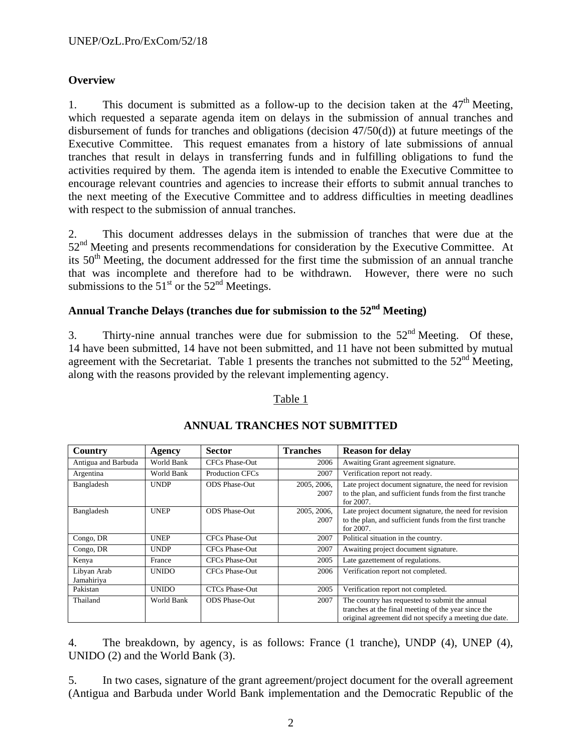## Overview

1. This document is submitted as a follow-up to the decision taken at the 47th Meeting, which requested a separate agenda item on delays in the submission of annual tranches and disbursement of funds for tranches and obligations (decision 47/50(d)) at future meetings of the Executive Committee. This request emanates from a history of late submissions of annual tranches that result in delays in transferring funds and in fulfilling obligations to fund the activities required by them. The agenda item is intended to enable the Executive Committee to encourage relevant countries and agencies to increase their efforts to submit annual tranches to the next meeting of the Executive Committee and to address difficulties in meeting deadlines with respect to the submission of annual tranches.

2. This document addresses delays in the submission of tranches that were due at the 52nd Meeting and presents recommendations for consideration by the Executive Committee. At its 50th Meeting, the document addressed for the first time the submission of an annual tranche that was incomplete and therefore had to be withdrawn. However, there were no such submissions to the 51st or the 52nd Meetings.

## Annual Tranche Delays (tranches due for submission to the 52nd Meeting)

3. Thirty-nine annual tranches were due for submission to the 52nd Meeting. Of these, 14 have been submitted, 14 have not been submitted, and 11 have not been submitted by mutual agreement with the Secretariat. Table 1 presents the tranches not submitted to the 52nd Meeting, along with the reasons provided by the relevant implementing agency.

Table 1

**ANNUAL TRANCHES NOT SUBMITTED**

| Country | Agency | Sector | Tranches | Reason for delay |
|---|---|---|---|---|
| Antigua and Barbuda | World Bank | CFCs Phase-Out | 2006 | Awaiting Grant agreement signature. |
| Argentina | World Bank | Production CFCs | 2007 | Verification report not ready. |
| Bangladesh | UNDP | ODS Phase-Out | 2005, 2006, 2007 | Late project document signature, the need for revision to the plan, and sufficient funds from the first tranche for 2007. |
| Bangladesh | UNEP | ODS Phase-Out | 2005, 2006, 2007 | Late project document signature, the need for revision to the plan, and sufficient funds from the first tranche for 2007. |
| Congo, DR | UNEP | CFCs Phase-Out | 2007 | Political situation in the country. |
| Congo, DR | UNDP | CFCs Phase-Out | 2007 | Awaiting project document signature. |
| Kenya | France | CFCs Phase-Out | 2005 | Late gazettement of regulations. |
| Libyan Arab Jamahiriya | UNIDO | CFCs Phase-Out | 2006 | Verification report not completed. |
| Pakistan | UNIDO | CTCs Phase-Out | 2005 | Verification report not completed. |
| Thailand | World Bank | ODS Phase-Out | 2007 | The country has requested to submit the annual tranches at the final meeting of the year since the original agreement did not specify a meeting due date. |

4. The breakdown, by agency, is as follows: France (1 tranche), UNDP (4), UNEP (4), UNIDO (2) and the World Bank (3).

5. In two cases, signature of the grant agreement/project document for the overall agreement (Antigua and Barbuda under World Bank implementation and the Democratic Republic of the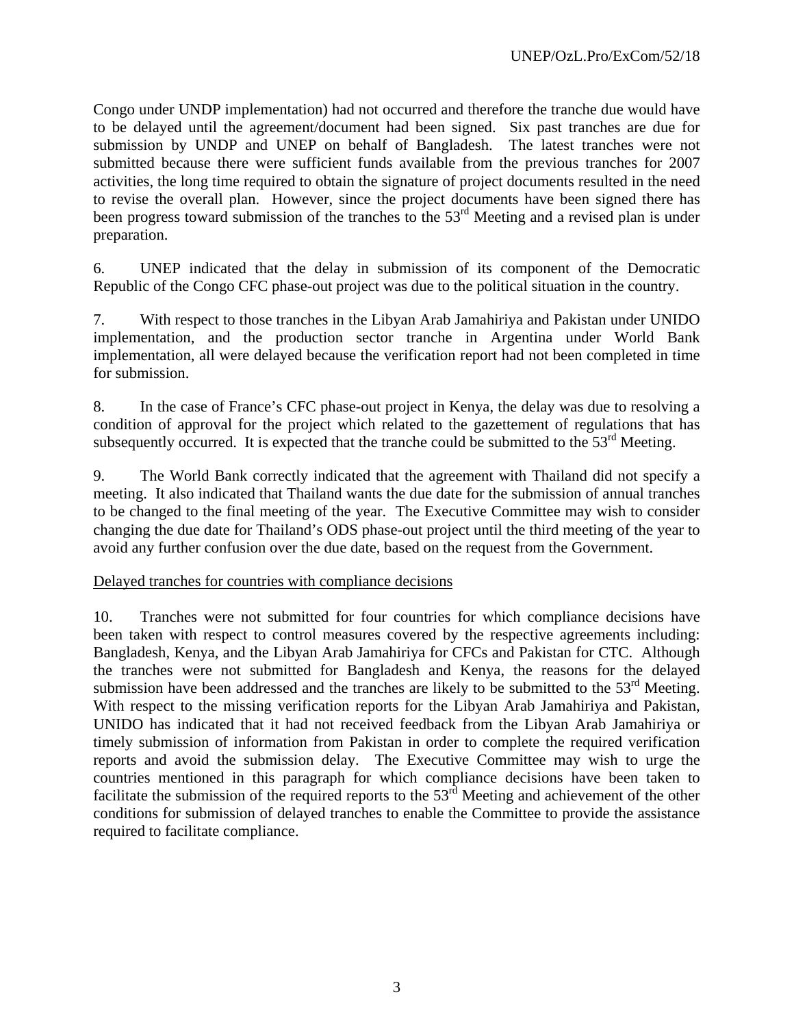Congo under UNDP implementation) had not occurred and therefore the tranche due would have to be delayed until the agreement/document had been signed. Six past tranches are due for submission by UNDP and UNEP on behalf of Bangladesh. The latest tranches were not submitted because there were sufficient funds available from the previous tranches for 2007 activities, the long time required to obtain the signature of project documents resulted in the need to revise the overall plan. However, since the project documents have been signed there has been progress toward submission of the tranches to the 53rd Meeting and a revised plan is under preparation.

6. UNEP indicated that the delay in submission of its component of the Democratic Republic of the Congo CFC phase-out project was due to the political situation in the country.

7. With respect to those tranches in the Libyan Arab Jamahiriya and Pakistan under UNIDO implementation, and the production sector tranche in Argentina under World Bank implementation, all were delayed because the verification report had not been completed in time for submission.

8. In the case of France's CFC phase-out project in Kenya, the delay was due to resolving a condition of approval for the project which related to the gazettement of regulations that has subsequently occurred. It is expected that the tranche could be submitted to the 53rd Meeting.

9. The World Bank correctly indicated that the agreement with Thailand did not specify a meeting. It also indicated that Thailand wants the due date for the submission of annual tranches to be changed to the final meeting of the year. The Executive Committee may wish to consider changing the due date for Thailand's ODS phase-out project until the third meeting of the year to avoid any further confusion over the due date, based on the request from the Government.

<u>Delayed tranches for countries with compliance decisions</u>

10. Tranches were not submitted for four countries for which compliance decisions have been taken with respect to control measures covered by the respective agreements including: Bangladesh, Kenya, and the Libyan Arab Jamahiriya for CFCs and Pakistan for CTC. Although the tranches were not submitted for Bangladesh and Kenya, the reasons for the delayed submission have been addressed and the tranches are likely to be submitted to the 53rd Meeting. With respect to the missing verification reports for the Libyan Arab Jamahiriya and Pakistan, UNIDO has indicated that it had not received feedback from the Libyan Arab Jamahiriya or timely submission of information from Pakistan in order to complete the required verification reports and avoid the submission delay. The Executive Committee may wish to urge the countries mentioned in this paragraph for which compliance decisions have been taken to facilitate the submission of the required reports to the 53rd Meeting and achievement of the other conditions for submission of delayed tranches to enable the Committee to provide the assistance required to facilitate compliance.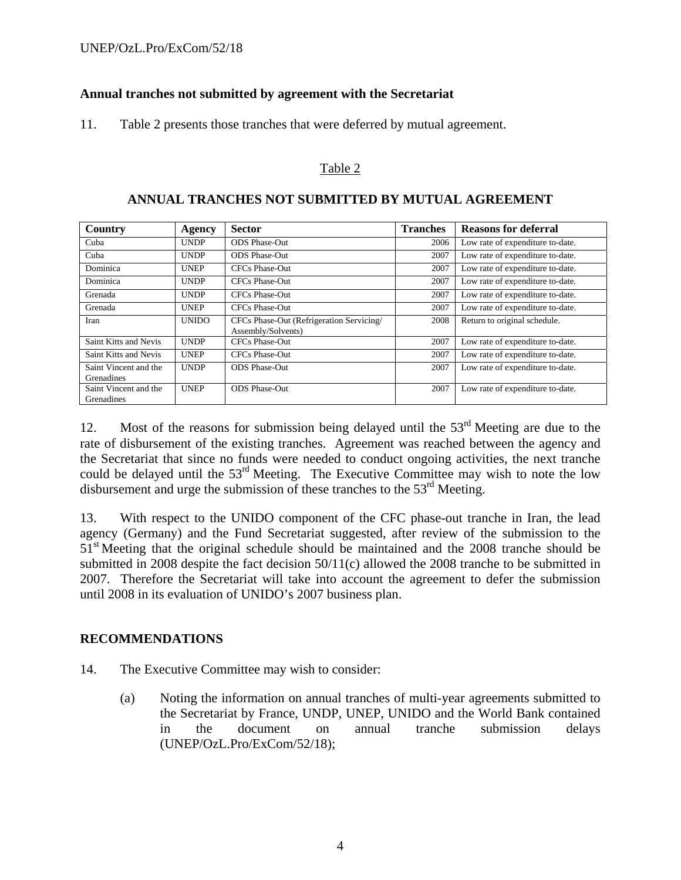## Annual tranches not submitted by agreement with the Secretariat

11. Table 2 presents those tranches that were deferred by mutual agreement.

Table 2

**ANNUAL TRANCHES NOT SUBMITTED BY MUTUAL AGREEMENT**

| Country | Agency | Sector | Tranches | Reasons for deferral |
|---|---|---|---|---|
| Cuba | UNDP | ODS Phase-Out | 2006 | Low rate of expenditure to-date. |
| Cuba | UNDP | ODS Phase-Out | 2007 | Low rate of expenditure to-date. |
| Dominica | UNEP | CFCs Phase-Out | 2007 | Low rate of expenditure to-date. |
| Dominica | UNDP | CFCs Phase-Out | 2007 | Low rate of expenditure to-date. |
| Grenada | UNDP | CFCs Phase-Out | 2007 | Low rate of expenditure to-date. |
| Grenada | UNEP | CFCs Phase-Out | 2007 | Low rate of expenditure to-date. |
| Iran | UNIDO | CFCs Phase-Out (Refrigeration Servicing/ Assembly/Solvents) | 2008 | Return to original schedule. |
| Saint Kitts and Nevis | UNDP | CFCs Phase-Out | 2007 | Low rate of expenditure to-date. |
| Saint Kitts and Nevis | UNEP | CFCs Phase-Out | 2007 | Low rate of expenditure to-date. |
| Saint Vincent and the Grenadines | UNDP | ODS Phase-Out | 2007 | Low rate of expenditure to-date. |
| Saint Vincent and the Grenadines | UNEP | ODS Phase-Out | 2007 | Low rate of expenditure to-date. |

12. Most of the reasons for submission being delayed until the 53rd Meeting are due to the rate of disbursement of the existing tranches. Agreement was reached between the agency and the Secretariat that since no funds were needed to conduct ongoing activities, the next tranche could be delayed until the 53rd Meeting. The Executive Committee may wish to note the low disbursement and urge the submission of these tranches to the 53rd Meeting.

13. With respect to the UNIDO component of the CFC phase-out tranche in Iran, the lead agency (Germany) and the Fund Secretariat suggested, after review of the submission to the 51st Meeting that the original schedule should be maintained and the 2008 tranche should be submitted in 2008 despite the fact decision 50/11(c) allowed the 2008 tranche to be submitted in 2007. Therefore the Secretariat will take into account the agreement to defer the submission until 2008 in its evaluation of UNIDO's 2007 business plan.

## RECOMMENDATIONS

14. The Executive Committee may wish to consider:

(a) Noting the information on annual tranches of multi-year agreements submitted to the Secretariat by France, UNDP, UNEP, UNIDO and the World Bank contained in the document on annual tranche submission delays (UNEP/OzL.Pro/ExCom/52/18);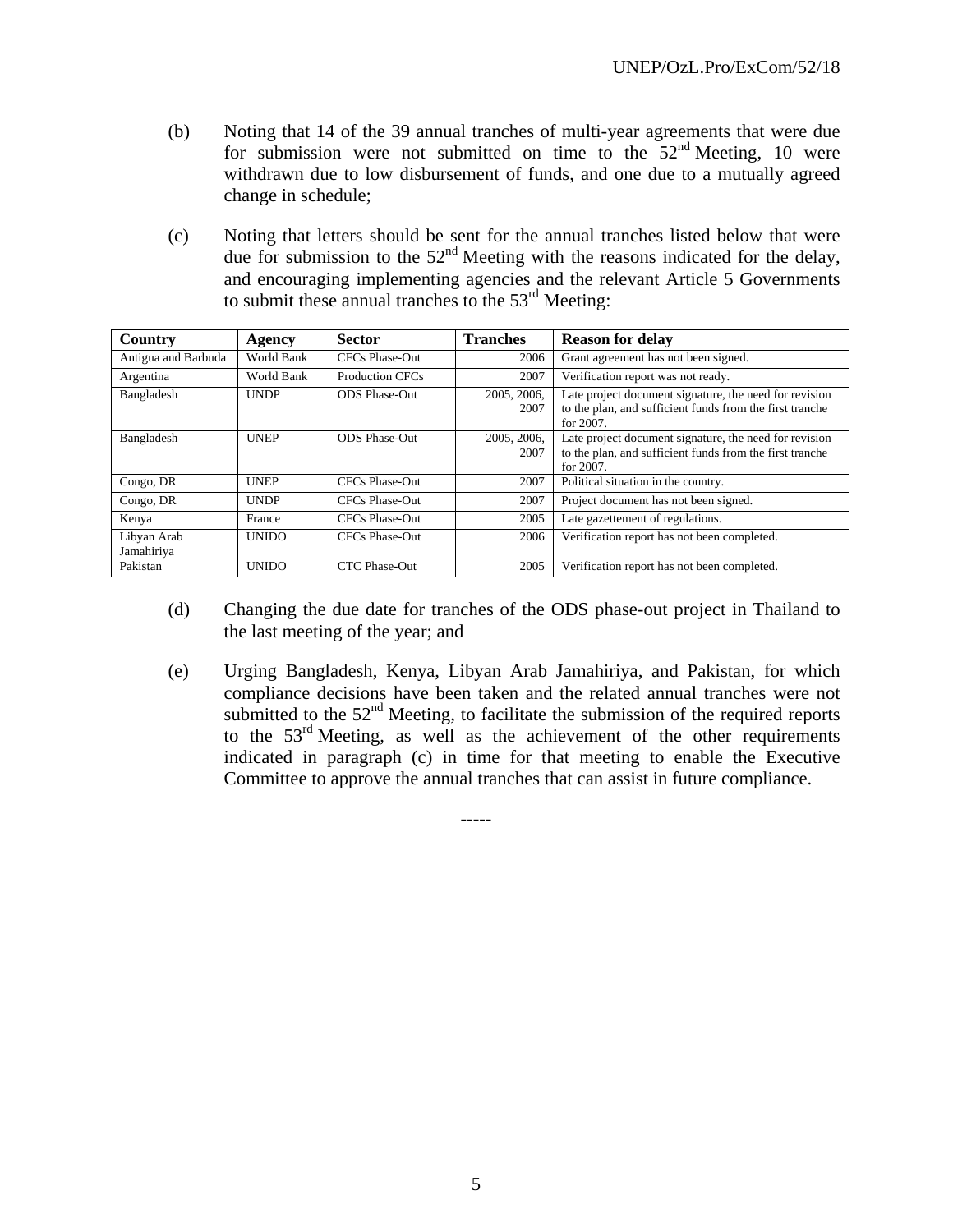(b) Noting that 14 of the 39 annual tranches of multi-year agreements that were due for submission were not submitted on time to the 52nd Meeting, 10 were withdrawn due to low disbursement of funds, and one due to a mutually agreed change in schedule;

(c) Noting that letters should be sent for the annual tranches listed below that were due for submission to the 52nd Meeting with the reasons indicated for the delay, and encouraging implementing agencies and the relevant Article 5 Governments to submit these annual tranches to the 53rd Meeting:

| Country | Agency | Sector | Tranches | Reason for delay |
|---|---|---|---|---|
| Antigua and Barbuda | World Bank | CFCs Phase-Out | 2006 | Grant agreement has not been signed. |
| Argentina | World Bank | Production CFCs | 2007 | Verification report was not ready. |
| Bangladesh | UNDP | ODS Phase-Out | 2005, 2007 | Late project document signature, the need for revision to the plan, and sufficient funds from the first tranche for 2007. |
| Bangladesh | UNEP | ODS Phase-Out | 2005, 2006, 2007 | Late project document signature, the need for revision to the plan, and sufficient funds from the first tranche for 2007. |
| Congo, DR | UNEP | CFCs Phase-Out | 2007 | Political situation in the country. |
| Congo, DR | UNDP | CFCs Phase-Out | 2007 | Project document has not been signed. |
| Kenya | France | CFCs Phase-Out | 2005 | Late gazettement of regulations. |
| Libyan Arab Jamahiriya | UNIDO | CFCs Phase-Out | 2006 | Verification report has not been completed. |
| Pakistan | UNIDO | CTC Phase-Out | 2005 | Verification report has not been completed. |

(d) Changing the due date for tranches of the ODS phase-out project in Thailand to the last meeting of the year; and

(e) Urging Bangladesh, Kenya, Libyan Arab Jamahiriya, and Pakistan, for which compliance decisions have been taken and the related annual tranches were not submitted to the 52nd Meeting, to facilitate the submission of the required reports to the 53rd Meeting, as well as the achievement of the other requirements indicated in paragraph (c) in time for that meeting to enable the Executive Committee to approve the annual tranches that can assist in future compliance.

-----